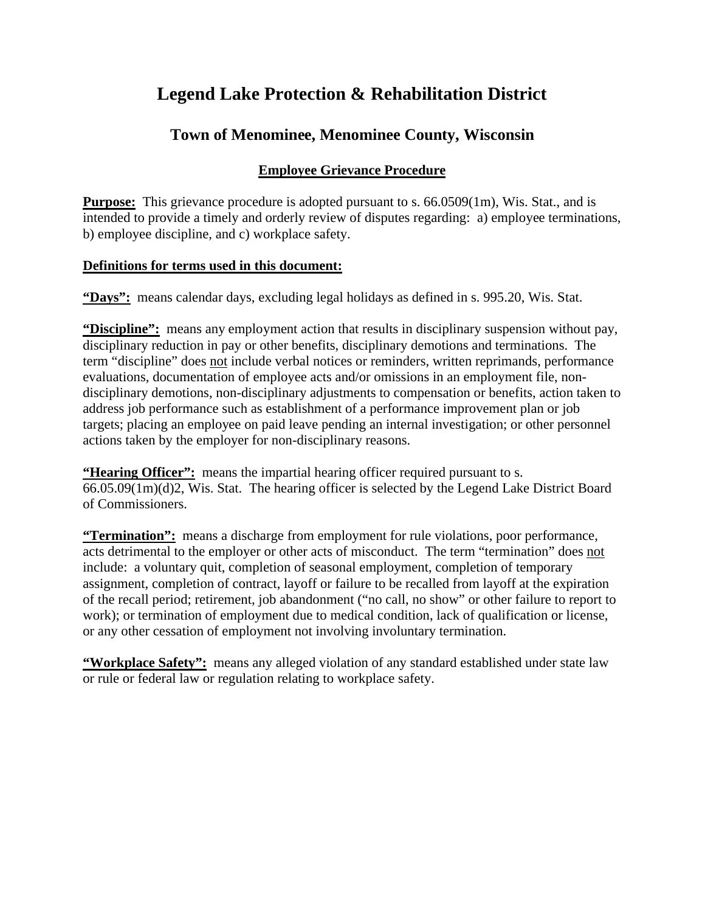# Legend Lake Protection & Rehabilitation District

## Town of Menominee, Menominee County, Wisconsin

### <u>Employee Grievance Procedure</u>

**<u>Purpose:</u>** This grievance procedure is adopted pursuant to s. 66.0509(1m), Wis. Stat., and is intended to provide a timely and orderly review of disputes regarding: a) employee terminations, b) employee discipline, and c) workplace safety.

**<u>Definitions for terms used in this document:</u>**

**<u>"Days":</u>** means calendar days, excluding legal holidays as defined in s. 995.20, Wis. Stat.

**<u>"Discipline":</u>** means any employment action that results in disciplinary suspension without pay, disciplinary reduction in pay or other benefits, disciplinary demotions and terminations. The term "discipline" does <u>not</u> include verbal notices or reminders, written reprimands, performance evaluations, documentation of employee acts and/or omissions in an employment file, non-disciplinary demotions, non-disciplinary adjustments to compensation or benefits, action taken to address job performance such as establishment of a performance improvement plan or job targets; placing an employee on paid leave pending an internal investigation; or other personnel actions taken by the employer for non-disciplinary reasons.

**<u>"Hearing Officer":</u>** means the impartial hearing officer required pursuant to s. 66.05.09(1m)(d)2, Wis. Stat. The hearing officer is selected by the Legend Lake District Board of Commissioners.

**<u>"Termination":</u>** means a discharge from employment for rule violations, poor performance, acts detrimental to the employer or other acts of misconduct. The term "termination" does <u>not</u> include: a voluntary quit, completion of seasonal employment, completion of temporary assignment, completion of contract, layoff or failure to be recalled from layoff at the expiration of the recall period; retirement, job abandonment ("no call, no show" or other failure to report to work); or termination of employment due to medical condition, lack of qualification or license, or any other cessation of employment not involving involuntary termination.

**<u>"Workplace Safety":</u>** means any alleged violation of any standard established under state law or rule or federal law or regulation relating to workplace safety.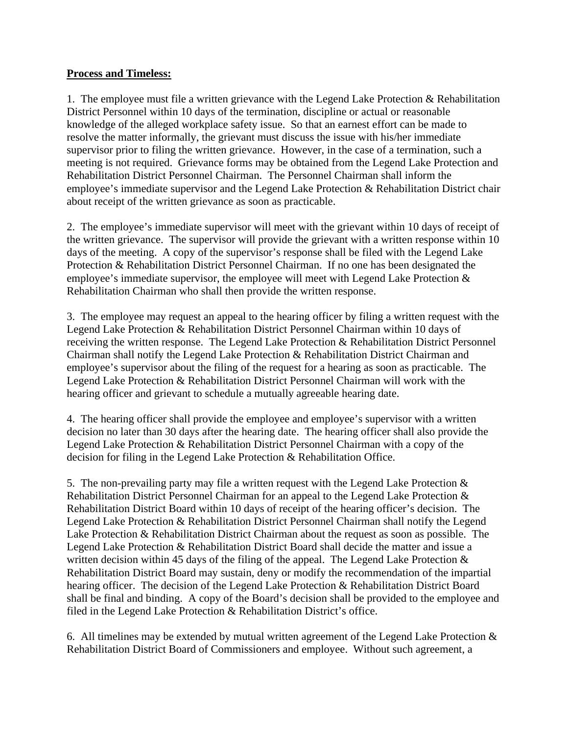**Process and Timeless:**

1. The employee must file a written grievance with the Legend Lake Protection & Rehabilitation District Personnel within 10 days of the termination, discipline or actual or reasonable knowledge of the alleged workplace safety issue. So that an earnest effort can be made to resolve the matter informally, the grievant must discuss the issue with his/her immediate supervisor prior to filing the written grievance. However, in the case of a termination, such a meeting is not required. Grievance forms may be obtained from the Legend Lake Protection and Rehabilitation District Personnel Chairman. The Personnel Chairman shall inform the employee's immediate supervisor and the Legend Lake Protection & Rehabilitation District chair about receipt of the written grievance as soon as practicable.

2. The employee's immediate supervisor will meet with the grievant within 10 days of receipt of the written grievance. The supervisor will provide the grievant with a written response within 10 days of the meeting. A copy of the supervisor's response shall be filed with the Legend Lake Protection & Rehabilitation District Personnel Chairman. If no one has been designated the employee's immediate supervisor, the employee will meet with Legend Lake Protection & Rehabilitation Chairman who shall then provide the written response.

3. The employee may request an appeal to the hearing officer by filing a written request with the Legend Lake Protection & Rehabilitation District Personnel Chairman within 10 days of receiving the written response. The Legend Lake Protection & Rehabilitation District Personnel Chairman shall notify the Legend Lake Protection & Rehabilitation District Chairman and employee's supervisor about the filing of the request for a hearing as soon as practicable. The Legend Lake Protection & Rehabilitation District Personnel Chairman will work with the hearing officer and grievant to schedule a mutually agreeable hearing date.

4. The hearing officer shall provide the employee and employee's supervisor with a written decision no later than 30 days after the hearing date. The hearing officer shall also provide the Legend Lake Protection & Rehabilitation District Personnel Chairman with a copy of the decision for filing in the Legend Lake Protection & Rehabilitation Office.

5. The non-prevailing party may file a written request with the Legend Lake Protection & Rehabilitation District Personnel Chairman for an appeal to the Legend Lake Protection & Rehabilitation District Board within 10 days of receipt of the hearing officer's decision. The Legend Lake Protection & Rehabilitation District Personnel Chairman shall notify the Legend Lake Protection & Rehabilitation District Chairman about the request as soon as possible. The Legend Lake Protection & Rehabilitation District Board shall decide the matter and issue a written decision within 45 days of the filing of the appeal. The Legend Lake Protection & Rehabilitation District Board may sustain, deny or modify the recommendation of the impartial hearing officer. The decision of the Legend Lake Protection & Rehabilitation District Board shall be final and binding. A copy of the Board's decision shall be provided to the employee and filed in the Legend Lake Protection & Rehabilitation District's office.

6. All timelines may be extended by mutual written agreement of the Legend Lake Protection & Rehabilitation District Board of Commissioners and employee. Without such agreement, a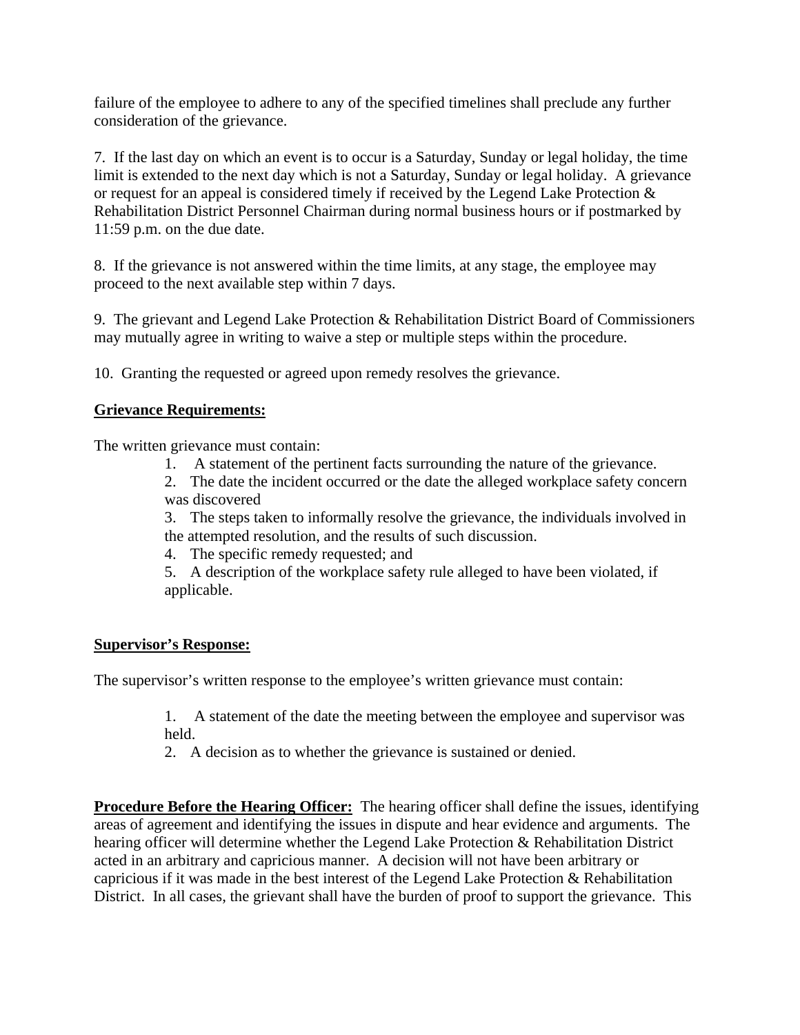failure of the employee to adhere to any of the specified timelines shall preclude any further consideration of the grievance.

7. If the last day on which an event is to occur is a Saturday, Sunday or legal holiday, the time limit is extended to the next day which is not a Saturday, Sunday or legal holiday. A grievance or request for an appeal is considered timely if received by the Legend Lake Protection & Rehabilitation District Personnel Chairman during normal business hours or if postmarked by 11:59 p.m. on the due date.

8. If the grievance is not answered within the time limits, at any stage, the employee may proceed to the next available step within 7 days.

9. The grievant and Legend Lake Protection & Rehabilitation District Board of Commissioners may mutually agree in writing to waive a step or multiple steps within the procedure.

10. Granting the requested or agreed upon remedy resolves the grievance.

**Grievance Requirements:**

The written grievance must contain:

1. A statement of the pertinent facts surrounding the nature of the grievance.
2. The date the incident occurred or the date the alleged workplace safety concern was discovered
3. The steps taken to informally resolve the grievance, the individuals involved in the attempted resolution, and the results of such discussion.
4. The specific remedy requested; and
5. A description of the workplace safety rule alleged to have been violated, if applicable.

**Supervisor's Response:**

The supervisor's written response to the employee's written grievance must contain:

1. A statement of the date the meeting between the employee and supervisor was held.
2. A decision as to whether the grievance is sustained or denied.

**Procedure Before the Hearing Officer:** The hearing officer shall define the issues, identifying areas of agreement and identifying the issues in dispute and hear evidence and arguments. The hearing officer will determine whether the Legend Lake Protection & Rehabilitation District acted in an arbitrary and capricious manner. A decision will not have been arbitrary or capricious if it was made in the best interest of the Legend Lake Protection & Rehabilitation District. In all cases, the grievant shall have the burden of proof to support the grievance. This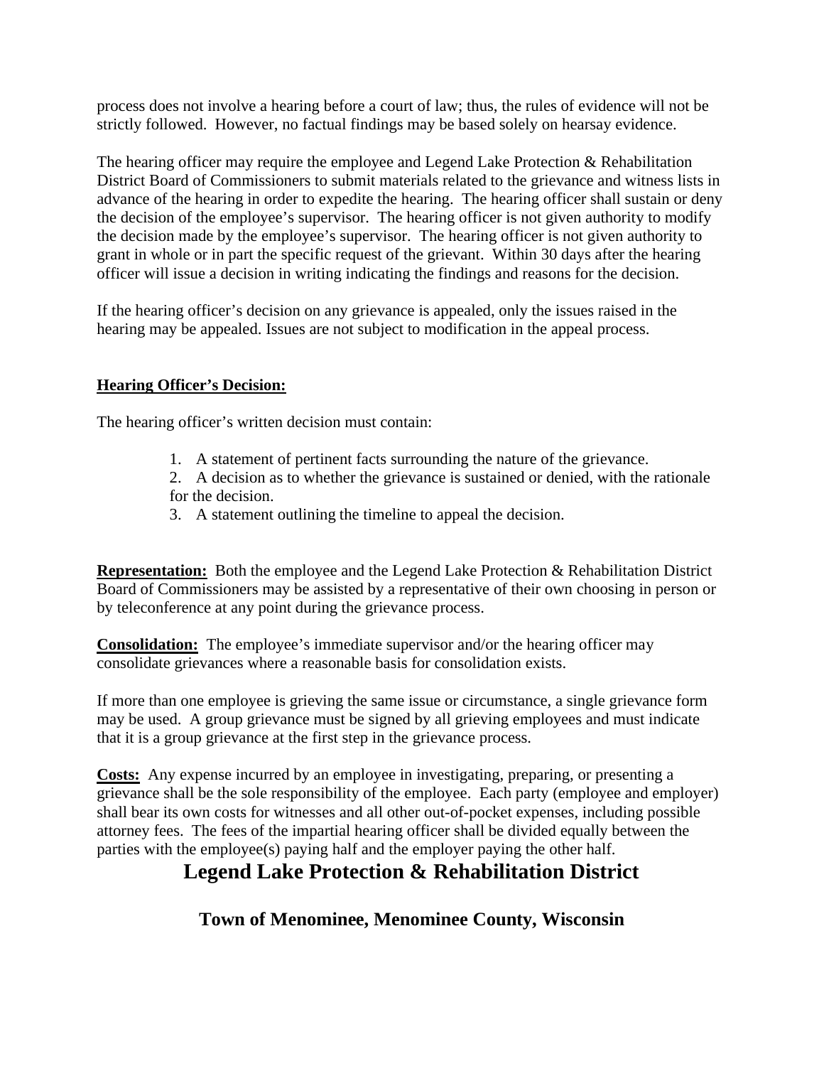process does not involve a hearing before a court of law; thus, the rules of evidence will not be strictly followed. However, no factual findings may be based solely on hearsay evidence.

The hearing officer may require the employee and Legend Lake Protection & Rehabilitation District Board of Commissioners to submit materials related to the grievance and witness lists in advance of the hearing in order to expedite the hearing. The hearing officer shall sustain or deny the decision of the employee's supervisor. The hearing officer is not given authority to modify the decision made by the employee's supervisor. The hearing officer is not given authority to grant in whole or in part the specific request of the grievant. Within 30 days after the hearing officer will issue a decision in writing indicating the findings and reasons for the decision.

If the hearing officer's decision on any grievance is appealed, only the issues raised in the hearing may be appealed. Issues are not subject to modification in the appeal process.

**Hearing Officer's Decision:**

The hearing officer's written decision must contain:

1. A statement of pertinent facts surrounding the nature of the grievance.
2. A decision as to whether the grievance is sustained or denied, with the rationale for the decision.
3. A statement outlining the timeline to appeal the decision.

**Representation:** Both the employee and the Legend Lake Protection & Rehabilitation District Board of Commissioners may be assisted by a representative of their own choosing in person or by teleconference at any point during the grievance process.

**Consolidation:** The employee's immediate supervisor and/or the hearing officer may consolidate grievances where a reasonable basis for consolidation exists.

If more than one employee is grieving the same issue or circumstance, a single grievance form may be used. A group grievance must be signed by all grieving employees and must indicate that it is a group grievance at the first step in the grievance process.

**Costs:** Any expense incurred by an employee in investigating, preparing, or presenting a grievance shall be the sole responsibility of the employee. Each party (employee and employer) shall bear its own costs for witnesses and all other out-of-pocket expenses, including possible attorney fees. The fees of the impartial hearing officer shall be divided equally between the parties with the employee(s) paying half and the employer paying the other half.

# Legend Lake Protection & Rehabilitation District

## Town of Menominee, Menominee County, Wisconsin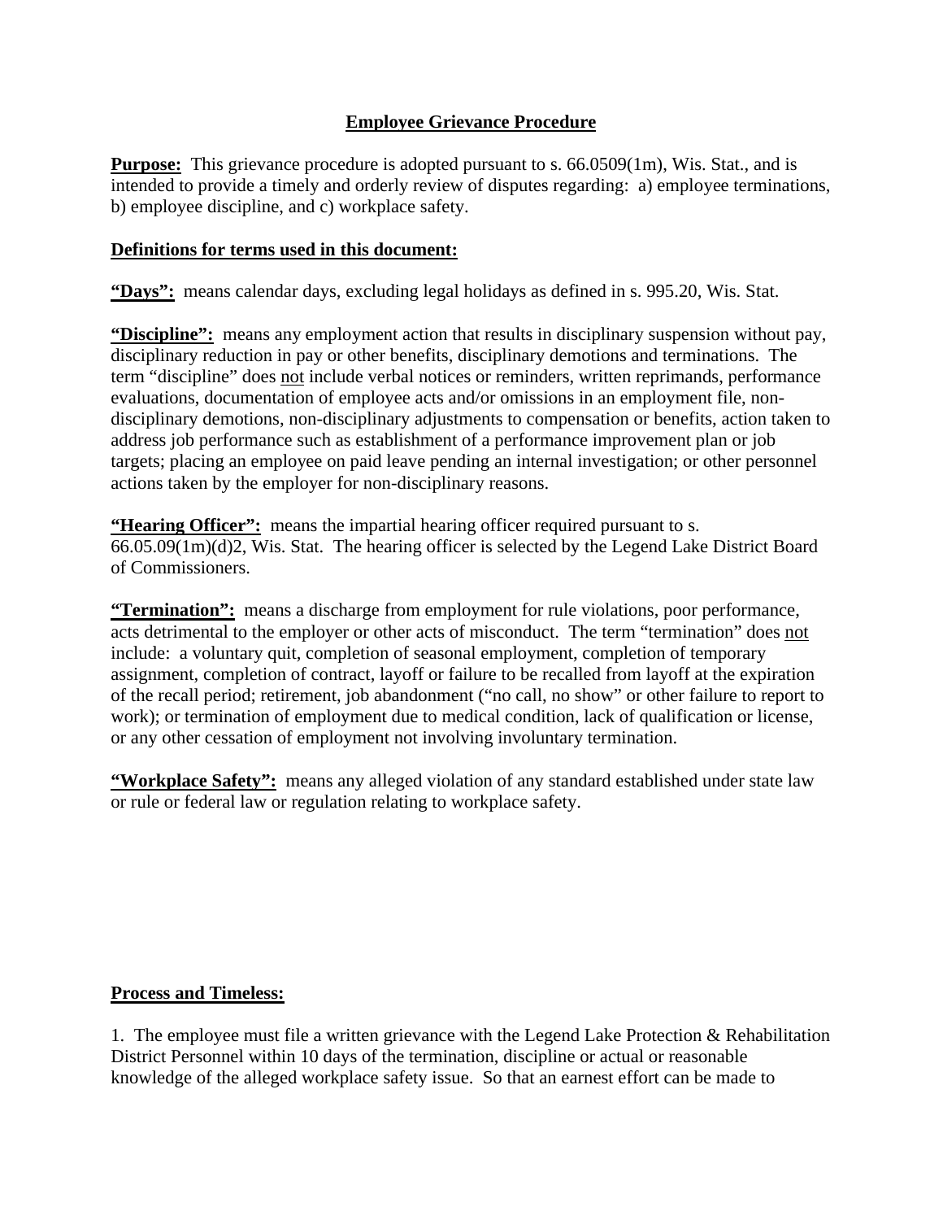## Employee Grievance Procedure

**Purpose:** This grievance procedure is adopted pursuant to s. 66.0509(1m), Wis. Stat., and is intended to provide a timely and orderly review of disputes regarding: a) employee terminations, b) employee discipline, and c) workplace safety.

**Definitions for terms used in this document:**

**"Days":** means calendar days, excluding legal holidays as defined in s. 995.20, Wis. Stat.

**"Discipline":** means any employment action that results in disciplinary suspension without pay, disciplinary reduction in pay or other benefits, disciplinary demotions and terminations. The term "discipline" does not include verbal notices or reminders, written reprimands, performance evaluations, documentation of employee acts and/or omissions in an employment file, non-disciplinary demotions, non-disciplinary adjustments to compensation or benefits, action taken to address job performance such as establishment of a performance improvement plan or job targets; placing an employee on paid leave pending an internal investigation; or other personnel actions taken by the employer for non-disciplinary reasons.

**"Hearing Officer":** means the impartial hearing officer required pursuant to s. 66.05.09(1m)(d)2, Wis. Stat. The hearing officer is selected by the Legend Lake District Board of Commissioners.

**"Termination":** means a discharge from employment for rule violations, poor performance, acts detrimental to the employer or other acts of misconduct. The term "termination" does not include: a voluntary quit, completion of seasonal employment, completion of temporary assignment, completion of contract, layoff or failure to be recalled from layoff at the expiration of the recall period; retirement, job abandonment ("no call, no show" or other failure to report to work); or termination of employment due to medical condition, lack of qualification or license, or any other cessation of employment not involving involuntary termination.

**"Workplace Safety":** means any alleged violation of any standard established under state law or rule or federal law or regulation relating to workplace safety.

**Process and Timeless:**

1. The employee must file a written grievance with the Legend Lake Protection & Rehabilitation District Personnel within 10 days of the termination, discipline or actual or reasonable knowledge of the alleged workplace safety issue. So that an earnest effort can be made to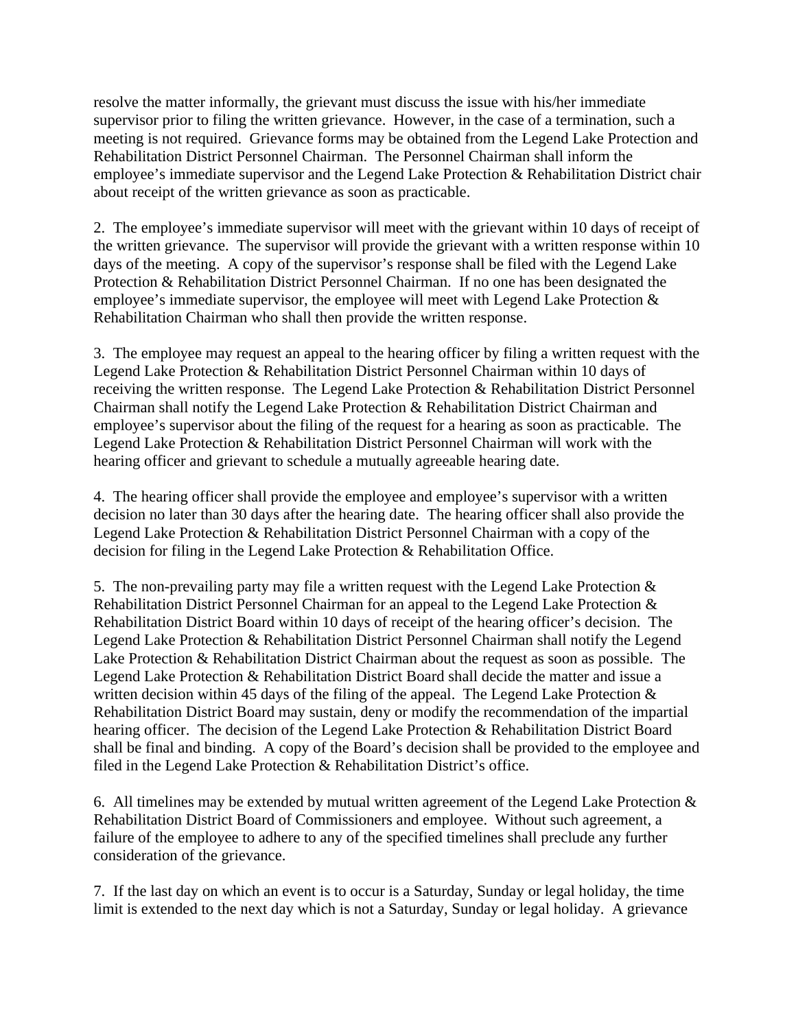resolve the matter informally, the grievant must discuss the issue with his/her immediate supervisor prior to filing the written grievance. However, in the case of a termination, such a meeting is not required. Grievance forms may be obtained from the Legend Lake Protection and Rehabilitation District Personnel Chairman. The Personnel Chairman shall inform the employee's immediate supervisor and the Legend Lake Protection & Rehabilitation District chair about receipt of the written grievance as soon as practicable.

2. The employee's immediate supervisor will meet with the grievant within 10 days of receipt of the written grievance. The supervisor will provide the grievant with a written response within 10 days of the meeting. A copy of the supervisor's response shall be filed with the Legend Lake Protection & Rehabilitation District Personnel Chairman. If no one has been designated the employee's immediate supervisor, the employee will meet with Legend Lake Protection & Rehabilitation Chairman who shall then provide the written response.

3. The employee may request an appeal to the hearing officer by filing a written request with the Legend Lake Protection & Rehabilitation District Personnel Chairman within 10 days of receiving the written response. The Legend Lake Protection & Rehabilitation District Personnel Chairman shall notify the Legend Lake Protection & Rehabilitation District Chairman and employee's supervisor about the filing of the request for a hearing as soon as practicable. The Legend Lake Protection & Rehabilitation District Personnel Chairman will work with the hearing officer and grievant to schedule a mutually agreeable hearing date.

4. The hearing officer shall provide the employee and employee's supervisor with a written decision no later than 30 days after the hearing date. The hearing officer shall also provide the Legend Lake Protection & Rehabilitation District Personnel Chairman with a copy of the decision for filing in the Legend Lake Protection & Rehabilitation Office.

5. The non-prevailing party may file a written request with the Legend Lake Protection & Rehabilitation District Personnel Chairman for an appeal to the Legend Lake Protection & Rehabilitation District Board within 10 days of receipt of the hearing officer's decision. The Legend Lake Protection & Rehabilitation District Personnel Chairman shall notify the Legend Lake Protection & Rehabilitation District Chairman about the request as soon as possible. The Legend Lake Protection & Rehabilitation District Board shall decide the matter and issue a written decision within 45 days of the filing of the appeal. The Legend Lake Protection & Rehabilitation District Board may sustain, deny or modify the recommendation of the impartial hearing officer. The decision of the Legend Lake Protection & Rehabilitation District Board shall be final and binding. A copy of the Board's decision shall be provided to the employee and filed in the Legend Lake Protection & Rehabilitation District's office.

6. All timelines may be extended by mutual written agreement of the Legend Lake Protection & Rehabilitation District Board of Commissioners and employee. Without such agreement, a failure of the employee to adhere to any of the specified timelines shall preclude any further consideration of the grievance.

7. If the last day on which an event is to occur is a Saturday, Sunday or legal holiday, the time limit is extended to the next day which is not a Saturday, Sunday or legal holiday. A grievance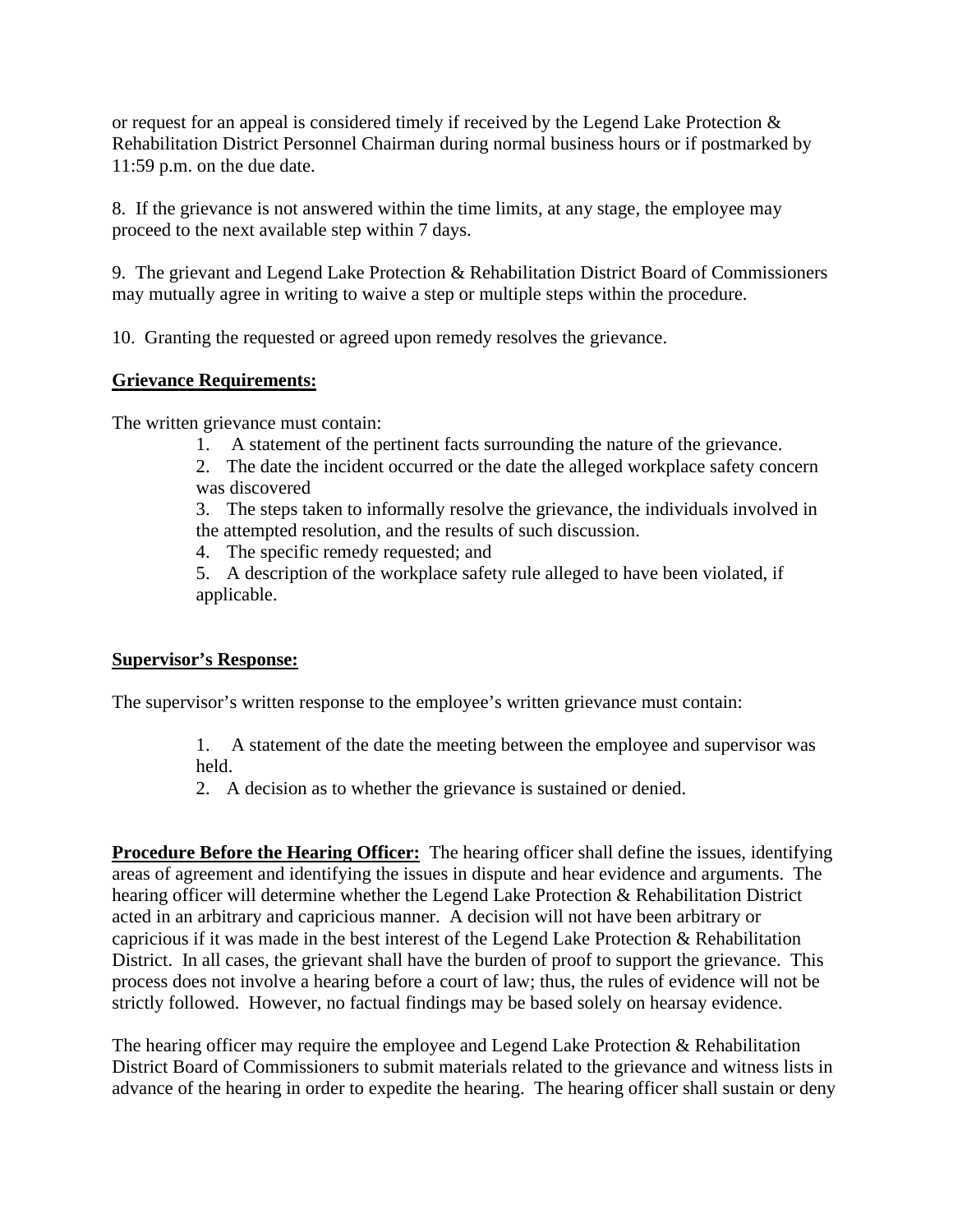or request for an appeal is considered timely if received by the Legend Lake Protection & Rehabilitation District Personnel Chairman during normal business hours or if postmarked by 11:59 p.m. on the due date.

8. If the grievance is not answered within the time limits, at any stage, the employee may proceed to the next available step within 7 days.

9. The grievant and Legend Lake Protection & Rehabilitation District Board of Commissioners may mutually agree in writing to waive a step or multiple steps within the procedure.

10. Granting the requested or agreed upon remedy resolves the grievance.

**Grievance Requirements:**

The written grievance must contain:

1. A statement of the pertinent facts surrounding the nature of the grievance.
2. The date the incident occurred or the date the alleged workplace safety concern was discovered
3. The steps taken to informally resolve the grievance, the individuals involved in the attempted resolution, and the results of such discussion.
4. The specific remedy requested; and
5. A description of the workplace safety rule alleged to have been violated, if applicable.

**Supervisor's Response:**

The supervisor's written response to the employee's written grievance must contain:

1. A statement of the date the meeting between the employee and supervisor was held.
2. A decision as to whether the grievance is sustained or denied.

**Procedure Before the Hearing Officer:** The hearing officer shall define the issues, identifying areas of agreement and identifying the issues in dispute and hear evidence and arguments. The hearing officer will determine whether the Legend Lake Protection & Rehabilitation District acted in an arbitrary and capricious manner. A decision will not have been arbitrary or capricious if it was made in the best interest of the Legend Lake Protection & Rehabilitation District. In all cases, the grievant shall have the burden of proof to support the grievance. This process does not involve a hearing before a court of law; thus, the rules of evidence will not be strictly followed. However, no factual findings may be based solely on hearsay evidence.

The hearing officer may require the employee and Legend Lake Protection & Rehabilitation District Board of Commissioners to submit materials related to the grievance and witness lists in advance of the hearing in order to expedite the hearing. The hearing officer shall sustain or deny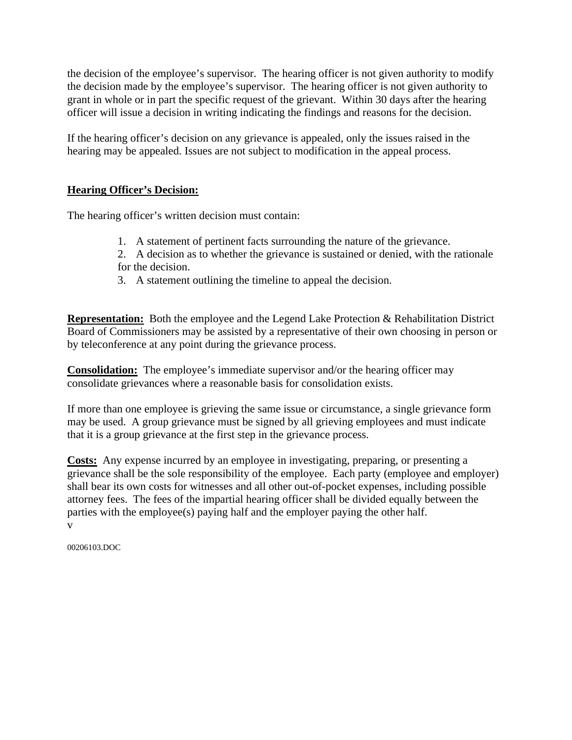the decision of the employee's supervisor. The hearing officer is not given authority to modify the decision made by the employee's supervisor. The hearing officer is not given authority to grant in whole or in part the specific request of the grievant. Within 30 days after the hearing officer will issue a decision in writing indicating the findings and reasons for the decision.

If the hearing officer's decision on any grievance is appealed, only the issues raised in the hearing may be appealed. Issues are not subject to modification in the appeal process.

**Hearing Officer's Decision:**

The hearing officer's written decision must contain:

1. A statement of pertinent facts surrounding the nature of the grievance.
2. A decision as to whether the grievance is sustained or denied, with the rationale for the decision.
3. A statement outlining the timeline to appeal the decision.

**Representation:** Both the employee and the Legend Lake Protection & Rehabilitation District Board of Commissioners may be assisted by a representative of their own choosing in person or by teleconference at any point during the grievance process.

**Consolidation:** The employee's immediate supervisor and/or the hearing officer may consolidate grievances where a reasonable basis for consolidation exists.

If more than one employee is grieving the same issue or circumstance, a single grievance form may be used. A group grievance must be signed by all grieving employees and must indicate that it is a group grievance at the first step in the grievance process.

**Costs:** Any expense incurred by an employee in investigating, preparing, or presenting a grievance shall be the sole responsibility of the employee. Each party (employee and employer) shall bear its own costs for witnesses and all other out-of-pocket expenses, including possible attorney fees. The fees of the impartial hearing officer shall be divided equally between the parties with the employee(s) paying half and the employer paying the other half.
v

00206103.DOC